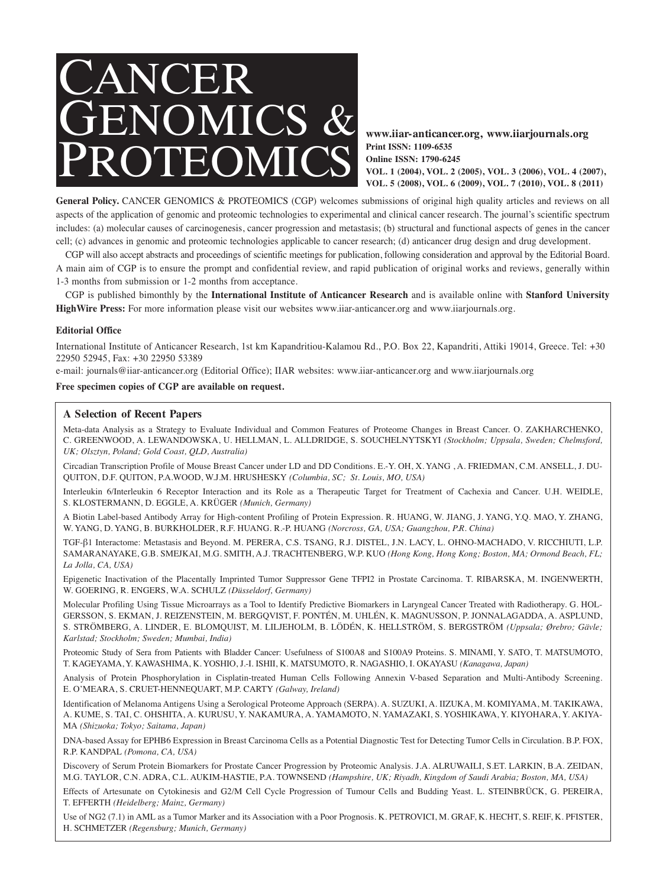# CANCER GENOMICS & PROTEOMICS

**www.iiar-anticancer.org, www.iiarjournals.org**
**Print ISSN: 1109-6535**
**Online ISSN: 1790-6245**
**VOL. 1 (2004), VOL. 2 (2005), VOL. 3 (2006), VOL. 4 (2007), VOL. 5 (2008), VOL. 6 (2009), VOL. 7 (2010), VOL. 8 (2011)**

**General Policy.** CANCER GENOMICS & PROTEOMICS (CGP) welcomes submissions of original high quality articles and reviews on all aspects of the application of genomic and proteomic technologies to experimental and clinical cancer research. The journal's scientific spectrum includes: (a) molecular causes of carcinogenesis, cancer progression and metastasis; (b) structural and functional aspects of genes in the cancer cell; (c) advances in genomic and proteomic technologies applicable to cancer research; (d) anticancer drug design and drug development.

CGP will also accept abstracts and proceedings of scientific meetings for publication, following consideration and approval by the Editorial Board. A main aim of CGP is to ensure the prompt and confidential review, and rapid publication of original works and reviews, generally within 1-3 months from submission or 1-2 months from acceptance.

CGP is published bimonthly by the **International Institute of Anticancer Research** and is available online with **Stanford University HighWire Press:** For more information please visit our websites www.iiar-anticancer.org and www.iiarjournals.org.

**Editorial Office**

International Institute of Anticancer Research, 1st km Kapandritiou-Kalamou Rd., P.O. Box 22, Kapandriti, Attiki 19014, Greece. Tel: +30 22950 52945, Fax: +30 22950 53389

e-mail: journals@iiar-anticancer.org (Editorial Office); IIAR websites: www.iiar-anticancer.org and www.iiarjournals.org

**Free specimen copies of CGP are available on request.**

## A Selection of Recent Papers

Meta-data Analysis as a Strategy to Evaluate Individual and Common Features of Proteome Changes in Breast Cancer. O. ZAKHARCHENKO, C. GREENWOOD, A. LEWANDOWSKA, U. HELLMAN, L. ALLDRIDGE, S. SOUCHELNYTSKYI *(Stockholm; Uppsala, Sweden; Chelmsford, UK; Olsztyn, Poland; Gold Coast, QLD, Australia)*

Circadian Transcription Profile of Mouse Breast Cancer under LD and DD Conditions. E.-Y. OH, X. YANG , A. FRIEDMAN, C.M. ANSELL, J. DU-QUITON, D.F. QUITON, P.A.WOOD, W.J.M. HRUSHESKY *(Columbia, SC; St. Louis, MO, USA)*

Interleukin 6/Interleukin 6 Receptor Interaction and its Role as a Therapeutic Target for Treatment of Cachexia and Cancer. U.H. WEIDLE, S. KLOSTERMANN, D. EGGLE, A. KRÜGER *(Munich, Germany)*

A Biotin Label-based Antibody Array for High-content Profiling of Protein Expression. R. HUANG, W. JIANG, J. YANG, Y.Q. MAO, Y. ZHANG, W. YANG, D. YANG, B. BURKHOLDER, R.F. HUANG. R.-P. HUANG *(Norcross, GA, USA; Guangzhou, P.R. China)*

TGF-β1 Interactome: Metastasis and Beyond. M. PERERA, C.S. TSANG, R.J. DISTEL, J.N. LACY, L. OHNO-MACHADO, V. RICCHIUTI, L.P. SAMARANAYAKE, G.B. SMEJKAI, M.G. SMITH, A.J. TRACHTENBERG, W.P. KUO *(Hong Kong, Hong Kong; Boston, MA; Ormond Beach, FL; La Jolla, CA, USA)*

Epigenetic Inactivation of the Placentally Imprinted Tumor Suppressor Gene TFPI2 in Prostate Carcinoma. T. RIBARSKA, M. INGENWERTH, W. GOERING, R. ENGERS, W.A. SCHULZ *(Düsseldorf, Germany)*

Molecular Profiling Using Tissue Microarrays as a Tool to Identify Predictive Biomarkers in Laryngeal Cancer Treated with Radiotherapy. G. HOL-GERSSON, S. EKMAN, J. REIZENSTEIN, M. BERGQVIST, F. PONTÉN, M. UHLÉN, K. MAGNUSSON, P. JONNALAGADDA, A. ASPLUND, S. STRÖMBERG, A. LINDER, E. BLOMQUIST, M. LILJEHOLM, B. LÖDÉN, K. HELLSTRÖM, S. BERGSTRÖM *(Uppsala; Ørebro; Gävle; Karlstad; Stockholm; Sweden; Mumbai, India)*

Proteomic Study of Sera from Patients with Bladder Cancer: Usefulness of S100A8 and S100A9 Proteins. S. MINAMI, Y. SATO, T. MATSUMOTO, T. KAGEYAMA, Y. KAWASHIMA, K. YOSHIO, J.-I. ISHII, K. MATSUMOTO, R. NAGASHIO, I. OKAYASU *(Kanagawa, Japan)*

Analysis of Protein Phosphorylation in Cisplatin-treated Human Cells Following Annexin V-based Separation and Multi-Antibody Screening. E. O'MEARA, S. CRUET-HENNEQUART, M.P. CARTY *(Galway, Ireland)*

Identification of Melanoma Antigens Using a Serological Proteome Approach (SERPA). A. SUZUKI, A. IIZUKA, M. KOMIYAMA, M. TAKIKAWA, A. KUME, S. TAI, C. OHSHITA, A. KURUSU, Y. NAKAMURA, A. YAMAMOTO, N. YAMAZAKI, S. YOSHIKAWA, Y. KIYOHARA, Y. AKIYA-MA *(Shizuoka; Tokyo; Saitama, Japan)*

DNA-based Assay for EPHB6 Expression in Breast Carcinoma Cells as a Potential Diagnostic Test for Detecting Tumor Cells in Circulation. B.P. FOX, R.P. KANDPAL *(Pomona, CA, USA)*

Discovery of Serum Protein Biomarkers for Prostate Cancer Progression by Proteomic Analysis. J.A. ALRUWAILI, S.ET. LARKIN, B.A. ZEIDAN, M.G. TAYLOR, C.N. ADRA, C.L. AUKIM-HASTIE, P.A. TOWNSEND *(Hampshire, UK; Riyadh, Kingdom of Saudi Arabia; Boston, MA, USA)*

Effects of Artesunate on Cytokinesis and G2/M Cell Cycle Progression of Tumour Cells and Budding Yeast. L. STEINBRÜCK, G. PEREIRA, T. EFFERTH *(Heidelberg; Mainz, Germany)*

Use of NG2 (7.1) in AML as a Tumor Marker and its Association with a Poor Prognosis. K. PETROVICI, M. GRAF, K. HECHT, S. REIF, K. PFISTER, H. SCHMETZER *(Regensburg; Munich, Germany)*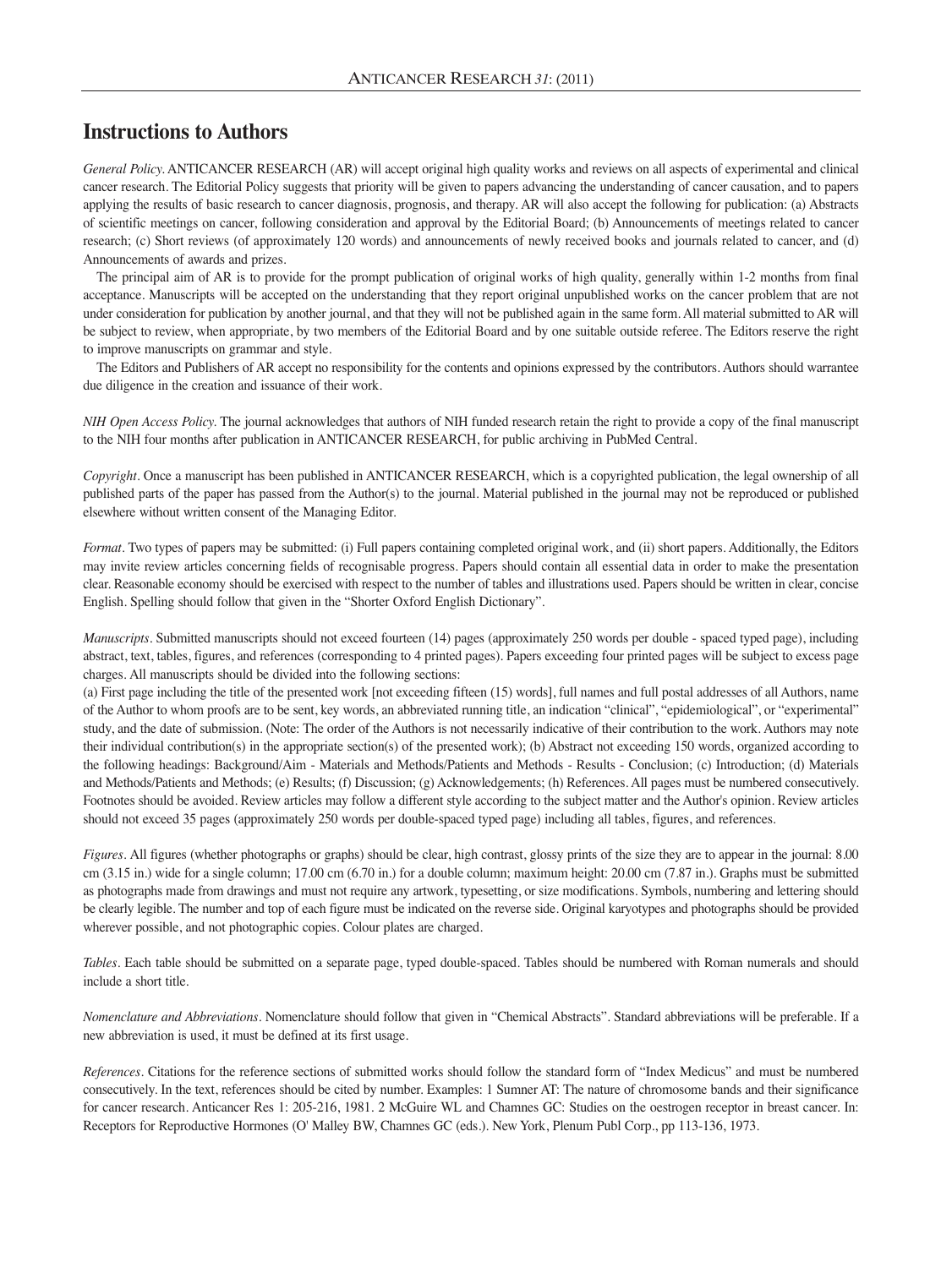## Instructions to Authors

*General Policy*. ANTICANCER RESEARCH (AR) will accept original high quality works and reviews on all aspects of experimental and clinical cancer research. The Editorial Policy suggests that priority will be given to papers advancing the understanding of cancer causation, and to papers applying the results of basic research to cancer diagnosis, prognosis, and therapy. AR will also accept the following for publication: (a) Abstracts of scientific meetings on cancer, following consideration and approval by the Editorial Board; (b) Announcements of meetings related to cancer research; (c) Short reviews (of approximately 120 words) and announcements of newly received books and journals related to cancer, and (d) Announcements of awards and prizes.

The principal aim of AR is to provide for the prompt publication of original works of high quality, generally within 1-2 months from final acceptance. Manuscripts will be accepted on the understanding that they report original unpublished works on the cancer problem that are not under consideration for publication by another journal, and that they will not be published again in the same form. All material submitted to AR will be subject to review, when appropriate, by two members of the Editorial Board and by one suitable outside referee. The Editors reserve the right to improve manuscripts on grammar and style.

The Editors and Publishers of AR accept no responsibility for the contents and opinions expressed by the contributors. Authors should warrantee due diligence in the creation and issuance of their work.

*NIH Open Access Policy*. The journal acknowledges that authors of NIH funded research retain the right to provide a copy of the final manuscript to the NIH four months after publication in ANTICANCER RESEARCH, for public archiving in PubMed Central.

*Copyright*. Once a manuscript has been published in ANTICANCER RESEARCH, which is a copyrighted publication, the legal ownership of all published parts of the paper has passed from the Author(s) to the journal. Material published in the journal may not be reproduced or published elsewhere without written consent of the Managing Editor.

*Format*. Two types of papers may be submitted: (i) Full papers containing completed original work, and (ii) short papers. Additionally, the Editors may invite review articles concerning fields of recognisable progress. Papers should contain all essential data in order to make the presentation clear. Reasonable economy should be exercised with respect to the number of tables and illustrations used. Papers should be written in clear, concise English. Spelling should follow that given in the "Shorter Oxford English Dictionary".

*Manuscripts*. Submitted manuscripts should not exceed fourteen (14) pages (approximately 250 words per double - spaced typed page), including abstract, text, tables, figures, and references (corresponding to 4 printed pages). Papers exceeding four printed pages will be subject to excess page charges. All manuscripts should be divided into the following sections:

(a) First page including the title of the presented work [not exceeding fifteen (15) words], full names and full postal addresses of all Authors, name of the Author to whom proofs are to be sent, key words, an abbreviated running title, an indication "clinical", "epidemiological", or "experimental" study, and the date of submission. (Note: The order of the Authors is not necessarily indicative of their contribution to the work. Authors may note their individual contribution(s) in the appropriate section(s) of the presented work); (b) Abstract not exceeding 150 words, organized according to the following headings: Background/Aim - Materials and Methods/Patients and Methods - Results - Conclusion; (c) Introduction; (d) Materials and Methods/Patients and Methods; (e) Results; (f) Discussion; (g) Acknowledgements; (h) References. All pages must be numbered consecutively. Footnotes should be avoided. Review articles may follow a different style according to the subject matter and the Author's opinion. Review articles should not exceed 35 pages (approximately 250 words per double-spaced typed page) including all tables, figures, and references.

*Figures*. All figures (whether photographs or graphs) should be clear, high contrast, glossy prints of the size they are to appear in the journal: 8.00 cm (3.15 in.) wide for a single column; 17.00 cm (6.70 in.) for a double column; maximum height: 20.00 cm (7.87 in.). Graphs must be submitted as photographs made from drawings and must not require any artwork, typesetting, or size modifications. Symbols, numbering and lettering should be clearly legible. The number and top of each figure must be indicated on the reverse side. Original karyotypes and photographs should be provided wherever possible, and not photographic copies. Colour plates are charged.

*Tables*. Each table should be submitted on a separate page, typed double-spaced. Tables should be numbered with Roman numerals and should include a short title.

*Nomenclature and Abbreviations*. Nomenclature should follow that given in "Chemical Abstracts". Standard abbreviations will be preferable. If a new abbreviation is used, it must be defined at its first usage.

*References*. Citations for the reference sections of submitted works should follow the standard form of "Index Medicus" and must be numbered consecutively. In the text, references should be cited by number. Examples: 1 Sumner AT: The nature of chromosome bands and their significance for cancer research. Anticancer Res 1: 205-216, 1981. 2 McGuire WL and Chamnes GC: Studies on the oestrogen receptor in breast cancer. In: Receptors for Reproductive Hormones (O' Malley BW, Chamnes GC (eds.). New York, Plenum Publ Corp., pp 113-136, 1973.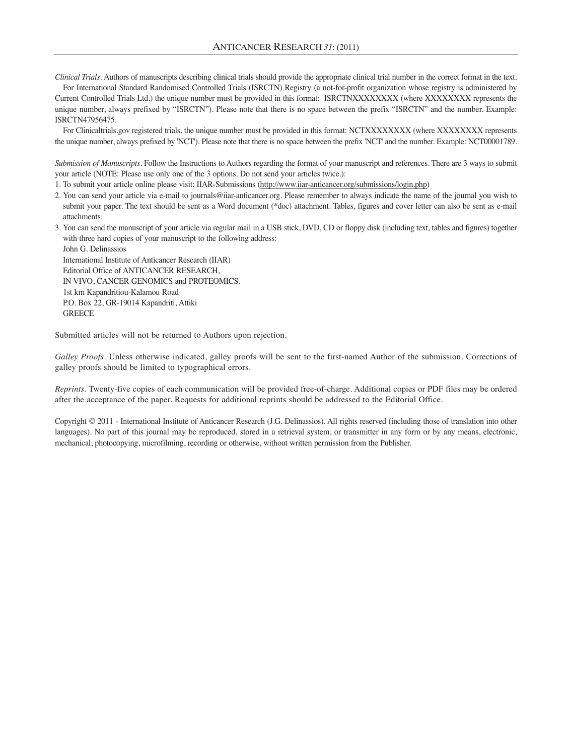*Clinical Trials*. Authors of manuscripts describing clinical trials should provide the appropriate clinical trial number in the correct format in the text.

For International Standard Randomised Controlled Trials (ISRCTN) Registry (a not-for-profit organization whose registry is administered by Current Controlled Trials Ltd.) the unique number must be provided in this format: ISRCTNXXXXXXXX (where XXXXXXXX represents the unique number, always prefixed by "ISRCTN"). Please note that there is no space between the prefix "ISRCTN" and the number. Example: ISRCTN47956475.

For Clinicaltrials.gov registered trials, the unique number must be provided in this format: NCTXXXXXXXX (where XXXXXXXX represents the unique number, always prefixed by 'NCT'). Please note that there is no space between the prefix 'NCT' and the number. Example: NCT00001789.

*Submission of Manuscripts*. Follow the Instructions to Authors regarding the format of your manuscript and references. There are 3 ways to submit your article (NOTE: Please use only one of the 3 options. Do not send your articles twice.):

1. To submit your article online please visit: IIAR-Submissions (http://www.iiar-anticancer.org/submissions/login.php)
2. You can send your article via e-mail to journals@iiar-anticancer.org. Please remember to always indicate the name of the journal you wish to submit your paper. The text should be sent as a Word document (*doc) attachment. Tables, figures and cover letter can also be sent as e-mail attachments.
3. You can send the manuscript of your article via regular mail in a USB stick, DVD, CD or floppy disk (including text, tables and figures) together with three hard copies of your manuscript to the following address:
   John G. Delinassios
   International Institute of Anticancer Research (IIAR)
   Editorial Office of ANTICANCER RESEARCH,
   IN VIVO, CANCER GENOMICS and PROTEOMICS.
   1st km Kapandritiou-Kalamou Road
   P.O. Box 22, GR-19014 Kapandriti, Attiki
   GREECE

Submitted articles will not be returned to Authors upon rejection.

*Galley Proofs*. Unless otherwise indicated, galley proofs will be sent to the first-named Author of the submission. Corrections of galley proofs should be limited to typographical errors.

*Reprints*. Twenty-five copies of each communication will be provided free-of-charge. Additional copies or PDF files may be ordered after the acceptance of the paper. Requests for additional reprints should be addressed to the Editorial Office.

Copyright © 2011 - International Institute of Anticancer Research (J.G. Delinassios). All rights reserved (including those of translation into other languages). No part of this journal may be reproduced, stored in a retrieval system, or transmitter in any form or by any means, electronic, mechanical, photocopying, microfilming, recording or otherwise, without written permission from the Publisher.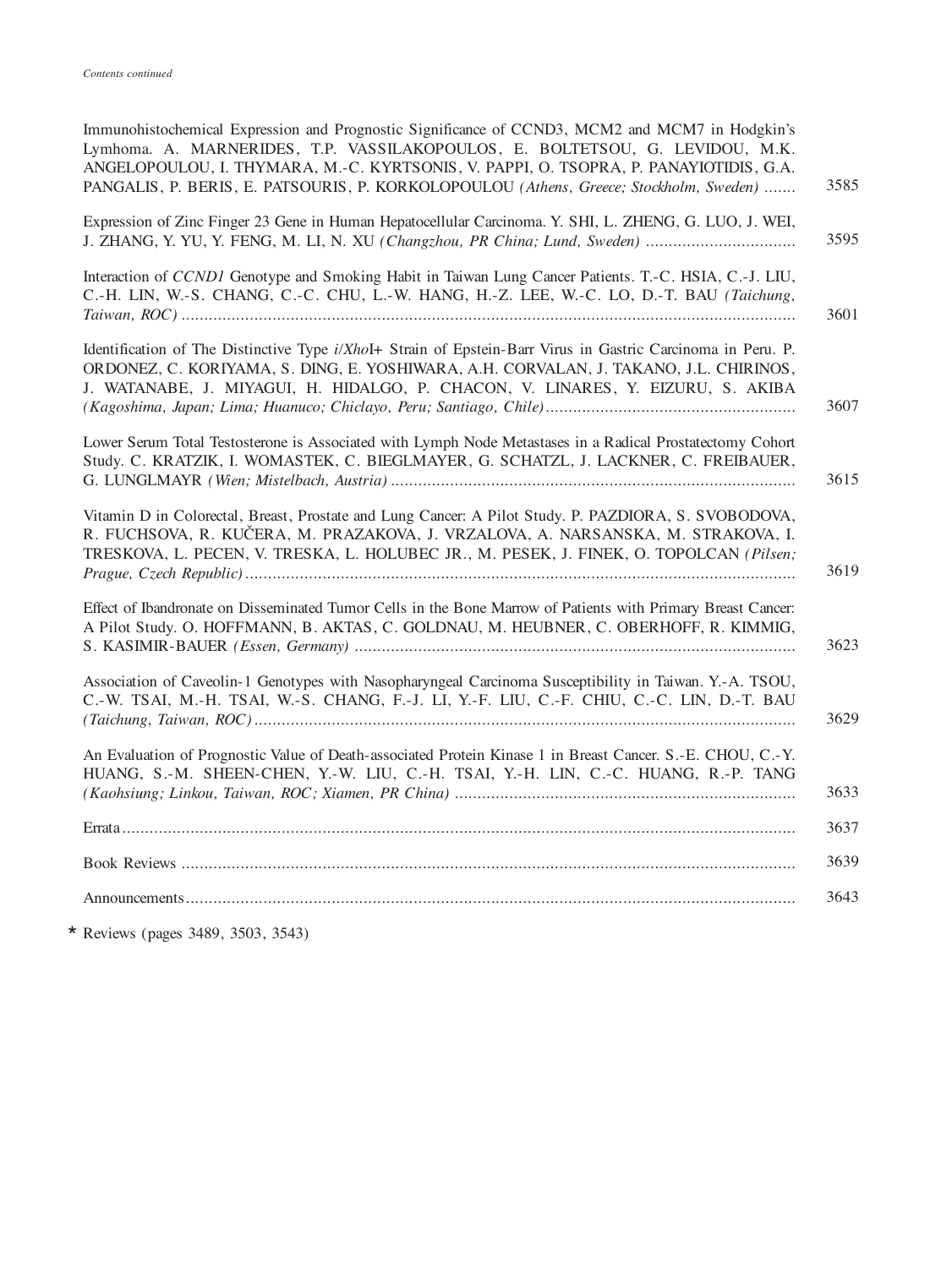*Contents continued*

Immunohistochemical Expression and Prognostic Significance of CCND3, MCM2 and MCM7 in Hodgkin's Lymhoma. A. MARNERIDES, T.P. VASSILAKOPOULOS, E. BOLTETSOU, G. LEVIDOU, M.K. ANGELOPOULOU, I. THYMARA, M.-C. KYRTSONIS, V. PAPPI, O. TSOPRA, P. PANAYIOTIDIS, G.A. PANGALIS, P. BERIS, E. PATSOURIS, P. KORKOLOPOULOU *(Athens, Greece; Stockholm, Sweden)* ....... 3585

Expression of Zinc Finger 23 Gene in Human Hepatocellular Carcinoma. Y. SHI, L. ZHENG, G. LUO, J. WEI, J. ZHANG, Y. YU, Y. FENG, M. LI, N. XU *(Changzhou, PR China; Lund, Sweden)* ................................. 3595

Interaction of *CCND1* Genotype and Smoking Habit in Taiwan Lung Cancer Patients. T.-C. HSIA, C.-J. LIU, C.-H. LIN, W.-S. CHANG, C.-C. CHU, L.-W. HANG, H.-Z. LEE, W.-C. LO, D.-T. BAU *(Taichung, Taiwan, ROC)* ...................................................................................................................... 3601

Identification of The Distinctive Type *i/Xho*I+ Strain of Epstein-Barr Virus in Gastric Carcinoma in Peru. P. ORDONEZ, C. KORIYAMA, S. DING, E. YOSHIWARA, A.H. CORVALAN, J. TAKANO, J.L. CHIRINOS, J. WATANABE, J. MIYAGUI, H. HIDALGO, P. CHACON, V. LINARES, Y. EIZURU, S. AKIBA *(Kagoshima, Japan; Lima; Huanuco; Chiclayo, Peru; Santiago, Chile)*....................................................... 3607

Lower Serum Total Testosterone is Associated with Lymph Node Metastases in a Radical Prostatectomy Cohort Study. C. KRATZIK, I. WOMASTEK, C. BIEGLMAYER, G. SCHATZL, J. LACKNER, C. FREIBAUER, G. LUNGLMAYR *(Wien; Mistelbach, Austria)* ......................................................................................... 3615

Vitamin D in Colorectal, Breast, Prostate and Lung Cancer: A Pilot Study. P. PAZDIORA, S. SVOBODOVA, R. FUCHSOVA, R. KUČERA, M. PRAZAKOVA, J. VRZALOVA, A. NARSANSKA, M. STRAKOVA, I. TRESKOVA, L. PECEN, V. TRESKA, L. HOLUBEC JR., M. PESEK, J. FINEK, O. TOPOLCAN *(Pilsen; Prague, Czech Republic)*........................................................................................................................ 3619

Effect of Ibandronate on Disseminated Tumor Cells in the Bone Marrow of Patients with Primary Breast Cancer: A Pilot Study. O. HOFFMANN, B. AKTAS, C. GOLDNAU, M. HEUBNER, C. OBERHOFF, R. KIMMIG, S. KASIMIR-BAUER *(Essen, Germany)* ................................................................................................. 3623

Association of Caveolin-1 Genotypes with Nasopharyngeal Carcinoma Susceptibility in Taiwan. Y.-A. TSOU, C.-W. TSAI, M.-H. TSAI, W.-S. CHANG, F.-J. LI, Y.-F. LIU, C.-F. CHIU, C.-C. LIN, D.-T. BAU *(Taichung, Taiwan, ROC)* ...................................................................................................................... 3629

An Evaluation of Prognostic Value of Death-associated Protein Kinase 1 in Breast Cancer. S.-E. CHOU, C.-Y. HUANG, S.-M. SHEEN-CHEN, Y.-W. LIU, C.-H. TSAI, Y.-H. LIN, C.-C. HUANG, R.-P. TANG *(Kaohsiung; Linkou, Taiwan, ROC; Xiamen, PR China)* ........................................................................... 3633

Errata .................................................................................................................................................. 3637

Book Reviews ...................................................................................................................................... 3639

Announcements..................................................................................................................................... 3643

* Reviews (pages 3489, 3503, 3543)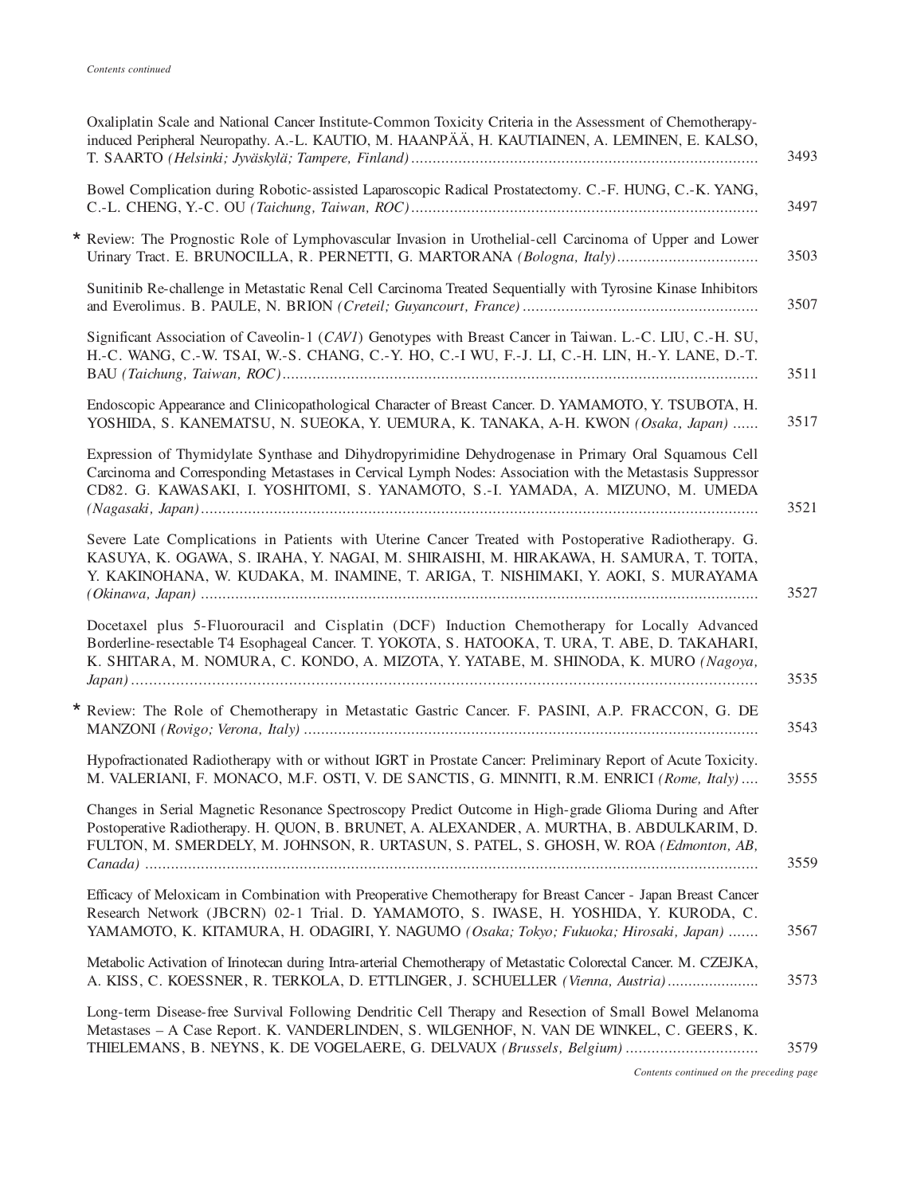*Contents continued*

Oxaliplatin Scale and National Cancer Institute-Common Toxicity Criteria in the Assessment of Chemotherapy-induced Peripheral Neuropathy. A.-L. KAUTIO, M. HAANPÄÄ, H. KAUTIAINEN, A. LEMINEN, E. KALSO, T. SAARTO *(Helsinki; Jyväskylä; Tampere, Finland)* .......... 3493

Bowel Complication during Robotic-assisted Laparoscopic Radical Prostatectomy. C.-F. HUNG, C.-K. YANG, C.-L. CHENG, Y.-C. OU *(Taichung, Taiwan, ROC)* .......... 3497

* Review: The Prognostic Role of Lymphovascular Invasion in Urothelial-cell Carcinoma of Upper and Lower Urinary Tract. E. BRUNOCILLA, R. PERNETTI, G. MARTORANA *(Bologna, Italy)* .......... 3503

Sunitinib Re-challenge in Metastatic Renal Cell Carcinoma Treated Sequentially with Tyrosine Kinase Inhibitors and Everolimus. B. PAULE, N. BRION *(Creteil; Guyancourt, France)* .......... 3507

Significant Association of Caveolin-1 (*CAV1*) Genotypes with Breast Cancer in Taiwan. L.-C. LIU, C.-H. SU, H.-C. WANG, C.-W. TSAI, W.-S. CHANG, C.-Y. HO, C.-I WU, F.-J. LI, C.-H. LIN, H.-Y. LANE, D.-T. BAU *(Taichung, Taiwan, ROC)* .......... 3511

Endoscopic Appearance and Clinicopathological Character of Breast Cancer. D. YAMAMOTO, Y. TSUBOTA, H. YOSHIDA, S. KANEMATSU, N. SUEOKA, Y. UEMURA, K. TANAKA, A-H. KWON *(Osaka, Japan)* .......... 3517

Expression of Thymidylate Synthase and Dihydropyrimidine Dehydrogenase in Primary Oral Squamous Cell Carcinoma and Corresponding Metastases in Cervical Lymph Nodes: Association with the Metastasis Suppressor CD82. G. KAWASAKI, I. YOSHITOMI, S. YANAMOTO, S.-I. YAMADA, A. MIZUNO, M. UMEDA *(Nagasaki, Japan)* .......... 3521

Severe Late Complications in Patients with Uterine Cancer Treated with Postoperative Radiotherapy. G. KASUYA, K. OGAWA, S. IRAHA, Y. NAGAI, M. SHIRAISHI, M. HIRAKAWA, H. SAMURA, T. TOITA, Y. KAKINOHANA, W. KUDAKA, M. INAMINE, T. ARIGA, T. NISHIMAKI, Y. AOKI, S. MURAYAMA *(Okinawa, Japan)* .......... 3527

Docetaxel plus 5-Fluorouracil and Cisplatin (DCF) Induction Chemotherapy for Locally Advanced Borderline-resectable T4 Esophageal Cancer. T. YOKOTA, S. HATOOKA, T. URA, T. ABE, D. TAKAHARI, K. SHITARA, M. NOMURA, C. KONDO, A. MIZOTA, Y. YATABE, M. SHINODA, K. MURO *(Nagoya, Japan)* .......... 3535

* Review: The Role of Chemotherapy in Metastatic Gastric Cancer. F. PASINI, A.P. FRACCON, G. DE MANZONI *(Rovigo; Verona, Italy)* .......... 3543

Hypofractionated Radiotherapy with or without IGRT in Prostate Cancer: Preliminary Report of Acute Toxicity. M. VALERIANI, F. MONACO, M.F. OSTI, V. DE SANCTIS, G. MINNITI, R.M. ENRICI *(Rome, Italy)* .... 3555

Changes in Serial Magnetic Resonance Spectroscopy Predict Outcome in High-grade Glioma During and After Postoperative Radiotherapy. H. QUON, B. BRUNET, A. ALEXANDER, A. MURTHA, B. ABDULKARIM, D. FULTON, M. SMERDELY, M. JOHNSON, R. URTASUN, S. PATEL, S. GHOSH, W. ROA *(Edmonton, AB, Canada)* .......... 3559

Efficacy of Meloxicam in Combination with Preoperative Chemotherapy for Breast Cancer - Japan Breast Cancer Research Network (JBCRN) 02-1 Trial. D. YAMAMOTO, S. IWASE, H. YOSHIDA, Y. KURODA, C. YAMAMOTO, K. KITAMURA, H. ODAGIRI, Y. NAGUMO *(Osaka; Tokyo; Fukuoka; Hirosaki, Japan)* ....... 3567

Metabolic Activation of Irinotecan during Intra-arterial Chemotherapy of Metastatic Colorectal Cancer. M. CZEJKA, A. KISS, C. KOESSNER, R. TERKOLA, D. ETTLINGER, J. SCHUELLER *(Vienna, Austria)* .......... 3573

Long-term Disease-free Survival Following Dendritic Cell Therapy and Resection of Small Bowel Melanoma Metastases – A Case Report. K. VANDERLINDEN, S. WILGENHOF, N. VAN DE WINKEL, C. GEERS, K. THIELEMANS, B. NEYNS, K. DE VOGELAERE, G. DELVAUX *(Brussels, Belgium)* .......... 3579

*Contents continued on the preceding page*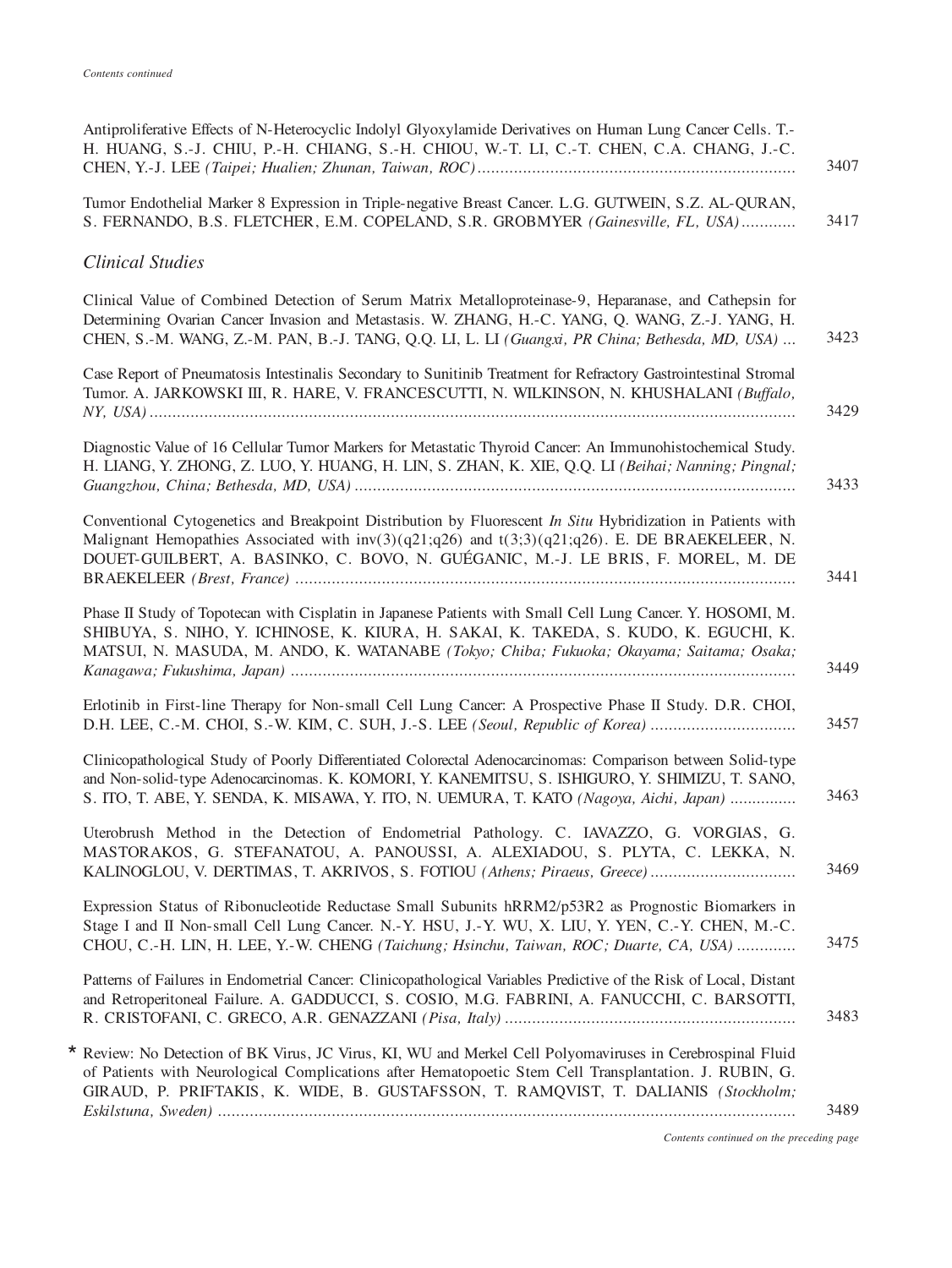*Contents continued*

Antiproliferative Effects of N-Heterocyclic Indolyl Glyoxylamide Derivatives on Human Lung Cancer Cells. T.-H. HUANG, S.-J. CHIU, P.-H. CHIANG, S.-H. CHIOU, W.-T. LI, C.-T. CHEN, C.A. CHANG, J.-C. CHEN, Y.-J. LEE *(Taipei; Hualien; Zhunan, Taiwan, ROC)* ........ 3407

Tumor Endothelial Marker 8 Expression in Triple-negative Breast Cancer. L.G. GUTWEIN, S.Z. AL-QURAN, S. FERNANDO, B.S. FLETCHER, E.M. COPELAND, S.R. GROBMYER *(Gainesville, FL, USA)* ........ 3417

## *Clinical Studies*

Clinical Value of Combined Detection of Serum Matrix Metalloproteinase-9, Heparanase, and Cathepsin for Determining Ovarian Cancer Invasion and Metastasis. W. ZHANG, H.-C. YANG, Q. WANG, Z.-J. YANG, H. CHEN, S.-M. WANG, Z.-M. PAN, B.-J. TANG, Q.Q. LI, L. LI *(Guangxi, PR China; Bethesda, MD, USA)* ... 3423

Case Report of Pneumatosis Intestinalis Secondary to Sunitinib Treatment for Refractory Gastrointestinal Stromal Tumor. A. JARKOWSKI III, R. HARE, V. FRANCESCUTTI, N. WILKINSON, N. KHUSHALANI *(Buffalo, NY, USA)* ........ 3429

Diagnostic Value of 16 Cellular Tumor Markers for Metastatic Thyroid Cancer: An Immunohistochemical Study. H. LIANG, Y. ZHONG, Z. LUO, Y. HUANG, H. LIN, S. ZHAN, K. XIE, Q.Q. LI *(Beihai; Nanning; Pingnal; Guangzhou, China; Bethesda, MD, USA)* ........ 3433

Conventional Cytogenetics and Breakpoint Distribution by Fluorescent *In Situ* Hybridization in Patients with Malignant Hemopathies Associated with inv(3)(q21;q26) and t(3;3)(q21;q26). E. DE BRAEKELEER, N. DOUET-GUILBERT, A. BASINKO, C. BOVO, N. GUÉGANIC, M.-J. LE BRIS, F. MOREL, M. DE BRAEKELEER *(Brest, France)* ........ 3441

Phase II Study of Topotecan with Cisplatin in Japanese Patients with Small Cell Lung Cancer. Y. HOSOMI, M. SHIBUYA, S. NIHO, Y. ICHINOSE, K. KIURA, H. SAKAI, K. TAKEDA, S. KUDO, K. EGUCHI, K. MATSUI, N. MASUDA, M. ANDO, K. WATANABE *(Tokyo; Chiba; Fukuoka; Okayama; Saitama; Osaka; Kanagawa; Fukushima, Japan)* ........ 3449

Erlotinib in First-line Therapy for Non-small Cell Lung Cancer: A Prospective Phase II Study. D.R. CHOI, D.H. LEE, C.-M. CHOI, S.-W. KIM, C. SUH, J.-S. LEE *(Seoul, Republic of Korea)* ........ 3457

Clinicopathological Study of Poorly Differentiated Colorectal Adenocarcinomas: Comparison between Solid-type and Non-solid-type Adenocarcinomas. K. KOMORI, Y. KANEMITSU, S. ISHIGURO, Y. SHIMIZU, T. SANO, S. ITO, T. ABE, Y. SENDA, K. MISAWA, Y. ITO, N. UEMURA, T. KATO *(Nagoya, Aichi, Japan)* ........ 3463

Uterobrush Method in the Detection of Endometrial Pathology. C. IAVAZZO, G. VORGIAS, G. MASTORAKOS, G. STEFANATOU, A. PANOUSSI, A. ALEXIADOU, S. PLYTA, C. LEKKA, N. KALINOGLOU, V. DERTIMAS, T. AKRIVOS, S. FOTIOU *(Athens; Piraeus, Greece)* ........ 3469

Expression Status of Ribonucleotide Reductase Small Subunits hRRM2/p53R2 as Prognostic Biomarkers in Stage I and II Non-small Cell Lung Cancer. N.-Y. HSU, J.-Y. WU, X. LIU, Y. YEN, C.-Y. CHEN, M.-C. CHOU, C.-H. LIN, H. LEE, Y.-W. CHENG *(Taichung; Hsinchu, Taiwan, ROC; Duarte, CA, USA)* ........ 3475

Patterns of Failures in Endometrial Cancer: Clinicopathological Variables Predictive of the Risk of Local, Distant and Retroperitoneal Failure. A. GADDUCCI, S. COSIO, M.G. FABRINI, A. FANUCCHI, C. BARSOTTI, R. CRISTOFANI, C. GRECO, A.R. GENAZZANI *(Pisa, Italy)* ........ 3483

\* Review: No Detection of BK Virus, JC Virus, KI, WU and Merkel Cell Polyomaviruses in Cerebrospinal Fluid of Patients with Neurological Complications after Hematopoetic Stem Cell Transplantation. J. RUBIN, G. GIRAUD, P. PRIFTAKIS, K. WIDE, B. GUSTAFSSON, T. RAMQVIST, T. DALIANIS *(Stockholm; Eskilstuna, Sweden)* ........ 3489

*Contents continued on the preceding page*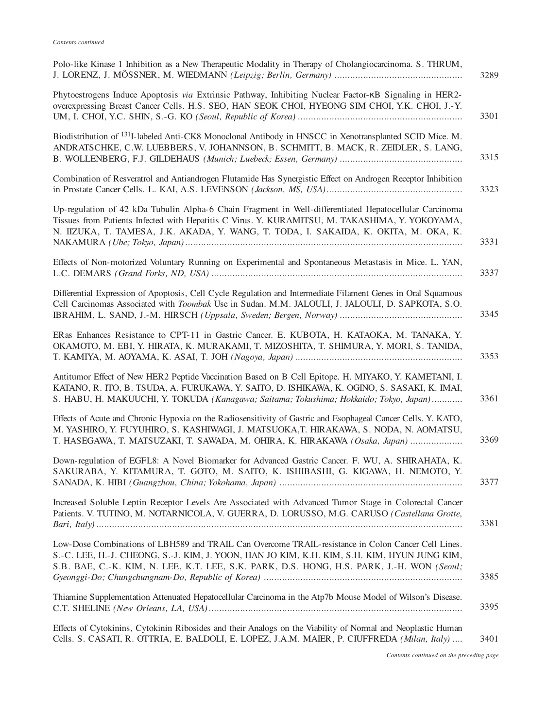*Contents continued*

Polo-like Kinase 1 Inhibition as a New Therapeutic Modality in Therapy of Cholangiocarcinoma. S. THRUM, J. LORENZ, J. MÖSSNER, M. WIEDMANN *(Leipzig; Berlin, Germany)* ................................................. 3289

Phytoestrogens Induce Apoptosis *via* Extrinsic Pathway, Inhibiting Nuclear Factor-κB Signaling in HER2-overexpressing Breast Cancer Cells. H.S. SEO, HAN SEOK CHOI, HYEONG SIM CHOI, Y.K. CHOI, J.-Y. UM, I. CHOI, Y.C. SHIN, S.-G. KO *(Seoul, Republic of Korea)* ............................................................... 3301

Biodistribution of $^{131}$I-labeled Anti-CK8 Monoclonal Antibody in HNSCC in Xenotransplanted SCID Mice. M. ANDRATSCHKE, C.W. LUEBBERS, V. JOHANNSON, B. SCHMITT, B. MACK, R. ZEIDLER, S. LANG, B. WOLLENBERG, F.J. GILDEHAUS *(Munich; Luebeck; Essen, Germany)* ............................................... 3315

Combination of Resveratrol and Antiandrogen Flutamide Has Synergistic Effect on Androgen Receptor Inhibition in Prostate Cancer Cells. L. KAI, A.S. LEVENSON *(Jackson, MS, USA)* .................................................... 3323

Up-regulation of 42 kDa Tubulin Alpha-6 Chain Fragment in Well-differentiated Hepatocellular Carcinoma Tissues from Patients Infected with Hepatitis C Virus. Y. KURAMITSU, M. TAKASHIMA, Y. YOKOYAMA, N. IIZUKA, T. TAMESA, J.K. AKADA, Y. WANG, T. TODA, I. SAKAIDA, K. OKITA, M. OKA, K. NAKAMURA *(Ube; Tokyo, Japan)* .......................................................................................................... 3331

Effects of Non-motorized Voluntary Running on Experimental and Spontaneous Metastasis in Mice. L. YAN, L.C. DEMARS *(Grand Forks, ND, USA)* ................................................................................................ 3337

Differential Expression of Apoptosis, Cell Cycle Regulation and Intermediate Filament Genes in Oral Squamous Cell Carcinomas Associated with *Toombak* Use in Sudan. M.M. JALOULI, J. JALOULI, D. SAPKOTA, S.O. IBRAHIM, L. SAND, J.-M. HIRSCH *(Uppsala, Sweden; Bergen, Norway)* ............................................... 3345

ERas Enhances Resistance to CPT-11 in Gastric Cancer. E. KUBOTA, H. KATAOKA, M. TANAKA, Y. OKAMOTO, M. EBI, Y. HIRATA, K. MURAKAMI, T. MIZOSHITA, T. SHIMURA, Y. MORI, S. TANIDA, T. KAMIYA, M. AOYAMA, K. ASAI, T. JOH *(Nagoya, Japan)* ................................................................ 3353

Antitumor Effect of New HER2 Peptide Vaccination Based on B Cell Epitope. H. MIYAKO, Y. KAMETANI, I. KATANO, R. ITO, B. TSUDA, A. FURUKAWA, Y. SAITO, D. ISHIKAWA, K. OGINO, S. SASAKI, K. IMAI, S. HABU, H. MAKUUCHI, Y. TOKUDA *(Kanagawa; Saitama; Tokushima; Hokkaido; Tokyo, Japan)* ............ 3361

Effects of Acute and Chronic Hypoxia on the Radiosensitivity of Gastric and Esophageal Cancer Cells. Y. KATO, M. YASHIRO, Y. FUYUHIRO, S. KASHIWAGI, J. MATSUOKA,T. HIRAKAWA, S. NODA, N. AOMATSU, T. HASEGAWA, T. MATSUZAKI, T. SAWADA, M. OHIRA, K. HIRAKAWA *(Osaka, Japan)* .................... 3369

Down-regulation of EGFL8: A Novel Biomarker for Advanced Gastric Cancer. F. WU, A. SHIRAHATA, K. SAKURABA, Y. KITAMURA, T. GOTO, M. SAITO, K. ISHIBASHI, G. KIGAWA, H. NEMOTO, Y. SANADA, K. HIBI *(Guangzhou, China; Yokohama, Japan)* ...................................................................... 3377

Increased Soluble Leptin Receptor Levels Are Associated with Advanced Tumor Stage in Colorectal Cancer Patients. V. TUTINO, M. NOTARNICOLA, V. GUERRA, D. LORUSSO, M.G. CARUSO *(Castellana Grotte, Bari, Italy)* ........................................................................................................................... 3381

Low-Dose Combinations of LBH589 and TRAIL Can Overcome TRAIL-resistance in Colon Cancer Cell Lines. S.-C. LEE, H.-J. CHEONG, S.-J. KIM, J. YOON, HAN JO KIM, K.H. KIM, S.H. KIM, HYUN JUNG KIM, S.B. BAE, C.-K. KIM, N. LEE, K.T. LEE, S.K. PARK, D.S. HONG, H.S. PARK, J.-H. WON *(Seoul; Gyeonggi-Do; Chungchungnam-Do, Republic of Korea)* ............................................................................ 3385

Thiamine Supplementation Attenuated Hepatocellular Carcinoma in the Atp7b Mouse Model of Wilson's Disease. C.T. SHELINE *(New Orleans, LA, USA)* ................................................................................................. 3395

Effects of Cytokinins, Cytokinin Ribosides and their Analogs on the Viability of Normal and Neoplastic Human Cells. S. CASATI, R. OTTRIA, E. BALDOLI, E. LOPEZ, J.A.M. MAIER, P. CIUFFREDA *(Milan, Italy)* .... 3401

*Contents continued on the preceding page*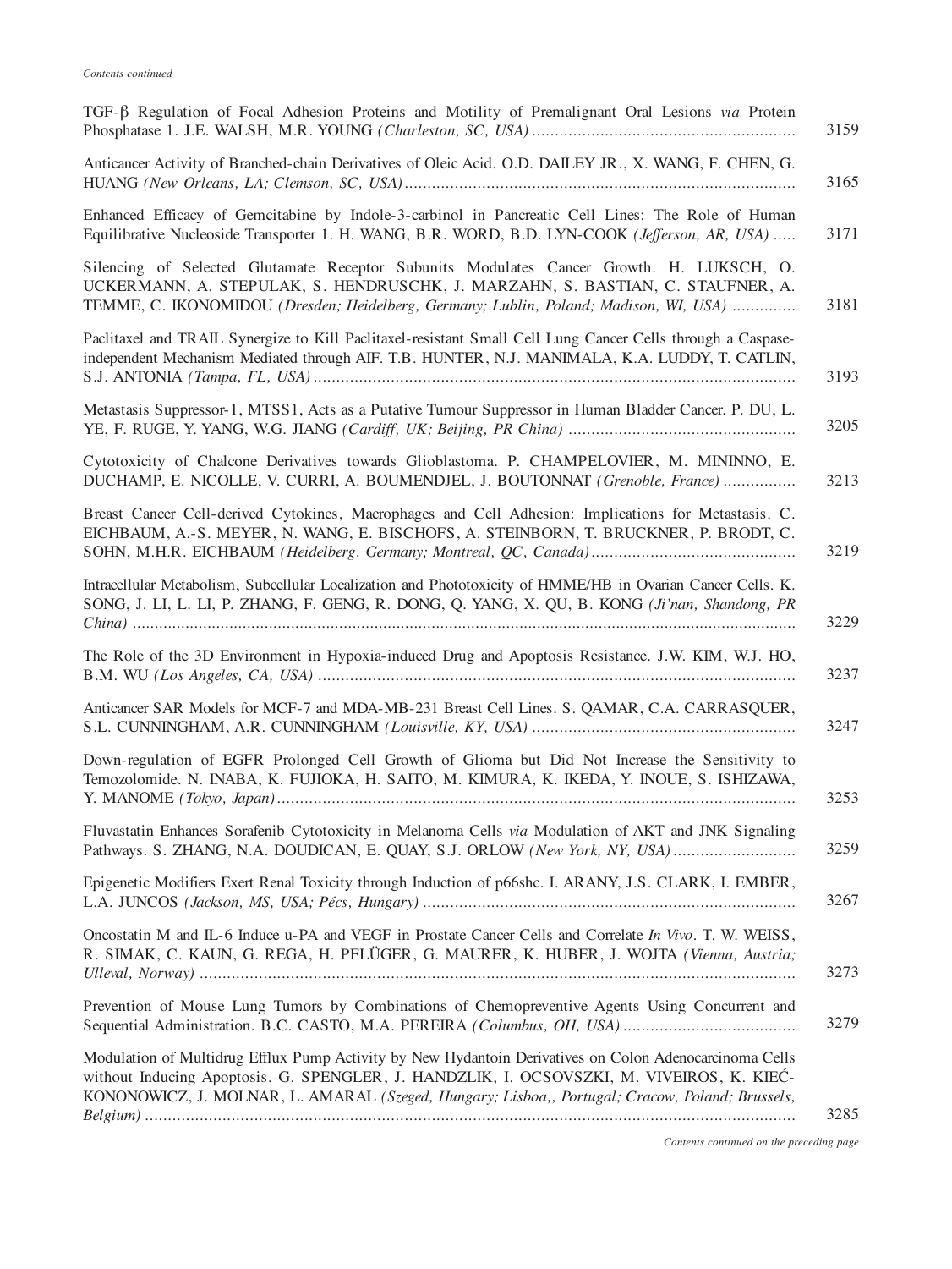*Contents continued*

TGF-β Regulation of Focal Adhesion Proteins and Motility of Premalignant Oral Lesions *via* Protein Phosphatase 1. J.E. WALSH, M.R. YOUNG *(Charleston, SC, USA)* .......... 3159

Anticancer Activity of Branched-chain Derivatives of Oleic Acid. O.D. DAILEY JR., X. WANG, F. CHEN, G. HUANG *(New Orleans, LA; Clemson, SC, USA)* .......... 3165

Enhanced Efficacy of Gemcitabine by Indole-3-carbinol in Pancreatic Cell Lines: The Role of Human Equilibrative Nucleoside Transporter 1. H. WANG, B.R. WORD, B.D. LYN-COOK *(Jefferson, AR, USA)* .......... 3171

Silencing of Selected Glutamate Receptor Subunits Modulates Cancer Growth. H. LUKSCH, O. UCKERMANN, A. STEPULAK, S. HENDRUSCHK, J. MARZAHN, S. BASTIAN, C. STAUFNER, A. TEMME, C. IKONOMIDOU *(Dresden; Heidelberg, Germany; Lublin, Poland; Madison, WI, USA)* .......... 3181

Paclitaxel and TRAIL Synergize to Kill Paclitaxel-resistant Small Cell Lung Cancer Cells through a Caspase-independent Mechanism Mediated through AIF. T.B. HUNTER, N.J. MANIMALA, K.A. LUDDY, T. CATLIN, S.J. ANTONIA *(Tampa, FL, USA)* .......... 3193

Metastasis Suppressor-1, MTSS1, Acts as a Putative Tumour Suppressor in Human Bladder Cancer. P. DU, L. YE, F. RUGE, Y. YANG, W.G. JIANG *(Cardiff, UK; Beijing, PR China)* .......... 3205

Cytotoxicity of Chalcone Derivatives towards Glioblastoma. P. CHAMPELOVIER, M. MININNO, E. DUCHAMP, E. NICOLLE, V. CURRI, A. BOUMENDJEL, J. BOUTONNAT *(Grenoble, France)* .......... 3213

Breast Cancer Cell-derived Cytokines, Macrophages and Cell Adhesion: Implications for Metastasis. C. EICHBAUM, A.-S. MEYER, N. WANG, E. BISCHOFS, A. STEINBORN, T. BRUCKNER, P. BRODT, C. SOHN, M.H.R. EICHBAUM *(Heidelberg, Germany; Montreal, QC, Canada)* .......... 3219

Intracellular Metabolism, Subcellular Localization and Phototoxicity of HMME/HB in Ovarian Cancer Cells. K. SONG, J. LI, L. LI, P. ZHANG, F. GENG, R. DONG, Q. YANG, X. QU, B. KONG *(Ji'nan, Shandong, PR China)* .......... 3229

The Role of the 3D Environment in Hypoxia-induced Drug and Apoptosis Resistance. J.W. KIM, W.J. HO, B.M. WU *(Los Angeles, CA, USA)* .......... 3237

Anticancer SAR Models for MCF-7 and MDA-MB-231 Breast Cell Lines. S. QAMAR, C.A. CARRASQUER, S.L. CUNNINGHAM, A.R. CUNNINGHAM *(Louisville, KY, USA)* .......... 3247

Down-regulation of EGFR Prolonged Cell Growth of Glioma but Did Not Increase the Sensitivity to Temozolomide. N. INABA, K. FUJIOKA, H. SAITO, M. KIMURA, K. IKEDA, Y. INOUE, S. ISHIZAWA, Y. MANOME *(Tokyo, Japan)* .......... 3253

Fluvastatin Enhances Sorafenib Cytotoxicity in Melanoma Cells *via* Modulation of AKT and JNK Signaling Pathways. S. ZHANG, N.A. DOUDICAN, E. QUAY, S.J. ORLOW *(New York, NY, USA)* .......... 3259

Epigenetic Modifiers Exert Renal Toxicity through Induction of p66shc. I. ARANY, J.S. CLARK, I. EMBER, L.A. JUNCOS *(Jackson, MS, USA; Pécs, Hungary)* .......... 3267

Oncostatin M and IL-6 Induce u-PA and VEGF in Prostate Cancer Cells and Correlate *In Vivo*. T. W. WEISS, R. SIMAK, C. KAUN, G. REGA, H. PFLÜGER, G. MAURER, K. HUBER, J. WOJTA *(Vienna, Austria; Ulleval, Norway)* .......... 3273

Prevention of Mouse Lung Tumors by Combinations of Chemopreventive Agents Using Concurrent and Sequential Administration. B.C. CASTO, M.A. PEREIRA *(Columbus, OH, USA)* .......... 3279

Modulation of Multidrug Efflux Pump Activity by New Hydantoin Derivatives on Colon Adenocarcinoma Cells without Inducing Apoptosis. G. SPENGLER, J. HANDZLIK, I. OCSOVSZKI, M. VIVEIROS, K. KIEĆ-KONONOWICZ, J. MOLNAR, L. AMARAL *(Szeged, Hungary; Lisboa,, Portugal; Cracow, Poland; Brussels, Belgium)* .......... 3285

*Contents continued on the preceding page*